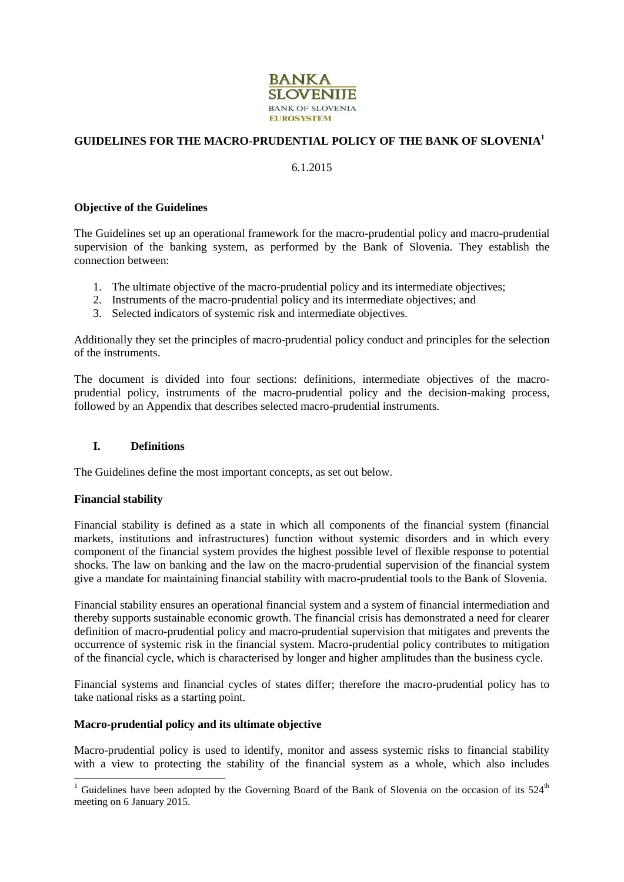BANKA SLOVENIJE
BANK OF SLOVENIA
EUROSYSTEM

# GUIDELINES FOR THE MACRO-PRUDENTIAL POLICY OF THE BANK OF SLOVENIA[1]

6.1.2015

**Objective of the Guidelines**

The Guidelines set up an operational framework for the macro-prudential policy and macro-prudential supervision of the banking system, as performed by the Bank of Slovenia. They establish the connection between:

1. The ultimate objective of the macro-prudential policy and its intermediate objectives;
2. Instruments of the macro-prudential policy and its intermediate objectives; and
3. Selected indicators of systemic risk and intermediate objectives.

Additionally they set the principles of macro-prudential policy conduct and principles for the selection of the instruments.

The document is divided into four sections: definitions, intermediate objectives of the macro-prudential policy, instruments of the macro-prudential policy and the decision-making process, followed by an Appendix that describes selected macro-prudential instruments.

## I. Definitions

The Guidelines define the most important concepts, as set out below.

**Financial stability**

Financial stability is defined as a state in which all components of the financial system (financial markets, institutions and infrastructures) function without systemic disorders and in which every component of the financial system provides the highest possible level of flexible response to potential shocks. The law on banking and the law on the macro-prudential supervision of the financial system give a mandate for maintaining financial stability with macro-prudential tools to the Bank of Slovenia.

Financial stability ensures an operational financial system and a system of financial intermediation and thereby supports sustainable economic growth. The financial crisis has demonstrated a need for clearer definition of macro-prudential policy and macro-prudential supervision that mitigates and prevents the occurrence of systemic risk in the financial system. Macro-prudential policy contributes to mitigation of the financial cycle, which is characterised by longer and higher amplitudes than the business cycle.

Financial systems and financial cycles of states differ; therefore the macro-prudential policy has to take national risks as a starting point.

**Macro-prudential policy and its ultimate objective**

Macro-prudential policy is used to identify, monitor and assess systemic risks to financial stability with a view to protecting the stability of the financial system as a whole, which also includes

[1] Guidelines have been adopted by the Governing Board of the Bank of Slovenia on the occasion of its 524th meeting on 6 January 2015.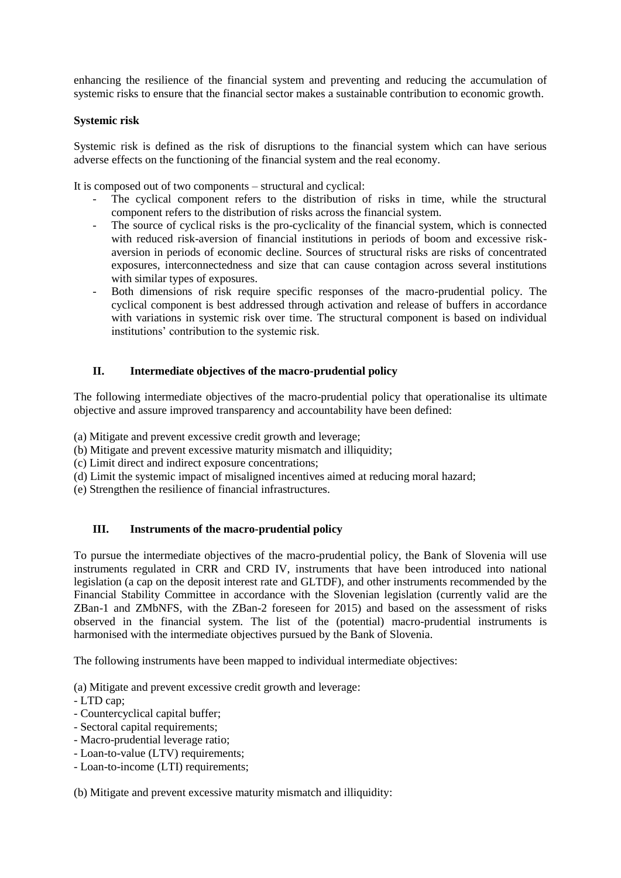enhancing the resilience of the financial system and preventing and reducing the accumulation of systemic risks to ensure that the financial sector makes a sustainable contribution to economic growth.

**Systemic risk**

Systemic risk is defined as the risk of disruptions to the financial system which can have serious adverse effects on the functioning of the financial system and the real economy.

It is composed out of two components – structural and cyclical:

- The cyclical component refers to the distribution of risks in time, while the structural component refers to the distribution of risks across the financial system.
- The source of cyclical risks is the pro-cyclicality of the financial system, which is connected with reduced risk-aversion of financial institutions in periods of boom and excessive risk-aversion in periods of economic decline. Sources of structural risks are risks of concentrated exposures, interconnectedness and size that can cause contagion across several institutions with similar types of exposures.
- Both dimensions of risk require specific responses of the macro-prudential policy. The cyclical component is best addressed through activation and release of buffers in accordance with variations in systemic risk over time. The structural component is based on individual institutions' contribution to the systemic risk.

## II. Intermediate objectives of the macro-prudential policy

The following intermediate objectives of the macro-prudential policy that operationalise its ultimate objective and assure improved transparency and accountability have been defined:

(a) Mitigate and prevent excessive credit growth and leverage;
(b) Mitigate and prevent excessive maturity mismatch and illiquidity;
(c) Limit direct and indirect exposure concentrations;
(d) Limit the systemic impact of misaligned incentives aimed at reducing moral hazard;
(e) Strengthen the resilience of financial infrastructures.

## III. Instruments of the macro-prudential policy

To pursue the intermediate objectives of the macro-prudential policy, the Bank of Slovenia will use instruments regulated in CRR and CRD IV, instruments that have been introduced into national legislation (a cap on the deposit interest rate and GLTDF), and other instruments recommended by the Financial Stability Committee in accordance with the Slovenian legislation (currently valid are the ZBan-1 and ZMbNFS, with the ZBan-2 foreseen for 2015) and based on the assessment of risks observed in the financial system. The list of the (potential) macro-prudential instruments is harmonised with the intermediate objectives pursued by the Bank of Slovenia.

The following instruments have been mapped to individual intermediate objectives:

(a) Mitigate and prevent excessive credit growth and leverage:
- LTD cap;
- Countercyclical capital buffer;
- Sectoral capital requirements;
- Macro-prudential leverage ratio;
- Loan-to-value (LTV) requirements;
- Loan-to-income (LTI) requirements;

(b) Mitigate and prevent excessive maturity mismatch and illiquidity: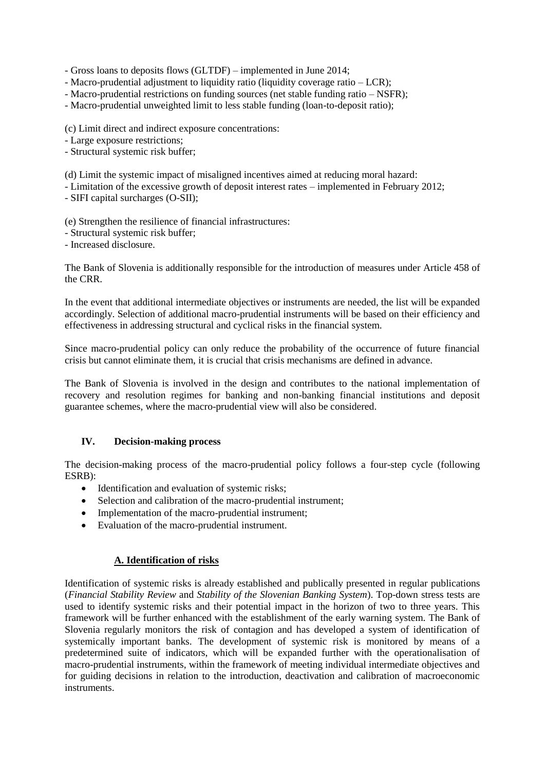- Gross loans to deposits flows (GLTDF) – implemented in June 2014;
- Macro-prudential adjustment to liquidity ratio (liquidity coverage ratio – LCR);
- Macro-prudential restrictions on funding sources (net stable funding ratio – NSFR);
- Macro-prudential unweighted limit to less stable funding (loan-to-deposit ratio);

(c) Limit direct and indirect exposure concentrations:
- Large exposure restrictions;
- Structural systemic risk buffer;

(d) Limit the systemic impact of misaligned incentives aimed at reducing moral hazard:
- Limitation of the excessive growth of deposit interest rates – implemented in February 2012;
- SIFI capital surcharges (O-SII);

(e) Strengthen the resilience of financial infrastructures:
- Structural systemic risk buffer;
- Increased disclosure.

The Bank of Slovenia is additionally responsible for the introduction of measures under Article 458 of the CRR.

In the event that additional intermediate objectives or instruments are needed, the list will be expanded accordingly. Selection of additional macro-prudential instruments will be based on their efficiency and effectiveness in addressing structural and cyclical risks in the financial system.

Since macro-prudential policy can only reduce the probability of the occurrence of future financial crisis but cannot eliminate them, it is crucial that crisis mechanisms are defined in advance.

The Bank of Slovenia is involved in the design and contributes to the national implementation of recovery and resolution regimes for banking and non-banking financial institutions and deposit guarantee schemes, where the macro-prudential view will also be considered.

## IV. Decision-making process

The decision-making process of the macro-prudential policy follows a four-step cycle (following ESRB):

- Identification and evaluation of systemic risks;
- Selection and calibration of the macro-prudential instrument;
- Implementation of the macro-prudential instrument;
- Evaluation of the macro-prudential instrument.

### A. Identification of risks

Identification of systemic risks is already established and publically presented in regular publications (*Financial Stability Review* and *Stability of the Slovenian Banking System*). Top-down stress tests are used to identify systemic risks and their potential impact in the horizon of two to three years. This framework will be further enhanced with the establishment of the early warning system. The Bank of Slovenia regularly monitors the risk of contagion and has developed a system of identification of systemically important banks. The development of systemic risk is monitored by means of a predetermined suite of indicators, which will be expanded further with the operationalisation of macro-prudential instruments, within the framework of meeting individual intermediate objectives and for guiding decisions in relation to the introduction, deactivation and calibration of macroeconomic instruments.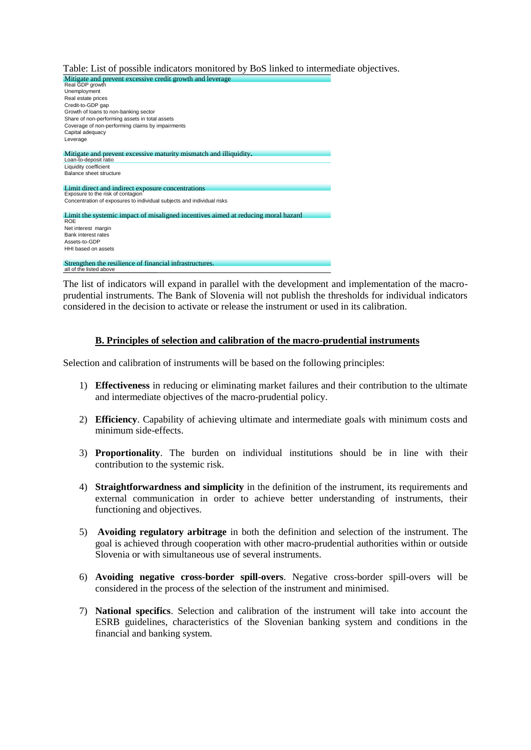Table: List of possible indicators monitored by BoS linked to intermediate objectives.

| Mitigate and prevent excessive credit growth and leverage |
|---|
| Real GDP growth |
| Unemployment |
| Real estate prices |
| Credit-to-GDP gap |
| Growth of loans to non-banking sector |
| Share of non-performing assets in total assets |
| Coverage of non-performing claims by impairments |
| Capital adequacy |
| Leverage |
| **Mitigate and prevent excessive maturity mismatch and illiquidity.** |
| Loan-to-deposit ratio |
| Liquidity coefficient |
| Balance sheet structure |
| **Limit direct and indirect exposure concentrations** |
| Exposure to the risk of contagion |
| Concentration of exposures to individual subjects and individual risks |
| **Limit the systemic impact of misaligned incentives aimed at reducing moral hazard** |
| ROE |
| Net interest margin |
| Bank interest rates |
| Assets-to-GDP |
| HHI based on assets |
| **Strengthen the resilience of financial infrastructures.** |
| all of the listed above |

The list of indicators will expand in parallel with the development and implementation of the macro-prudential instruments. The Bank of Slovenia will not publish the thresholds for individual indicators considered in the decision to activate or release the instrument or used in its calibration.

## B. Principles of selection and calibration of the macro-prudential instruments

Selection and calibration of instruments will be based on the following principles:

1) **Effectiveness** in reducing or eliminating market failures and their contribution to the ultimate and intermediate objectives of the macro-prudential policy.

2) **Efficiency**. Capability of achieving ultimate and intermediate goals with minimum costs and minimum side-effects.

3) **Proportionality**. The burden on individual institutions should be in line with their contribution to the systemic risk.

4) **Straightforwardness and simplicity** in the definition of the instrument, its requirements and external communication in order to achieve better understanding of instruments, their functioning and objectives.

5) **Avoiding regulatory arbitrage** in both the definition and selection of the instrument. The goal is achieved through cooperation with other macro-prudential authorities within or outside Slovenia or with simultaneous use of several instruments.

6) **Avoiding negative cross-border spill-overs**. Negative cross-border spill-overs will be considered in the process of the selection of the instrument and minimised.

7) **National specifics**. Selection and calibration of the instrument will take into account the ESRB guidelines, characteristics of the Slovenian banking system and conditions in the financial and banking system.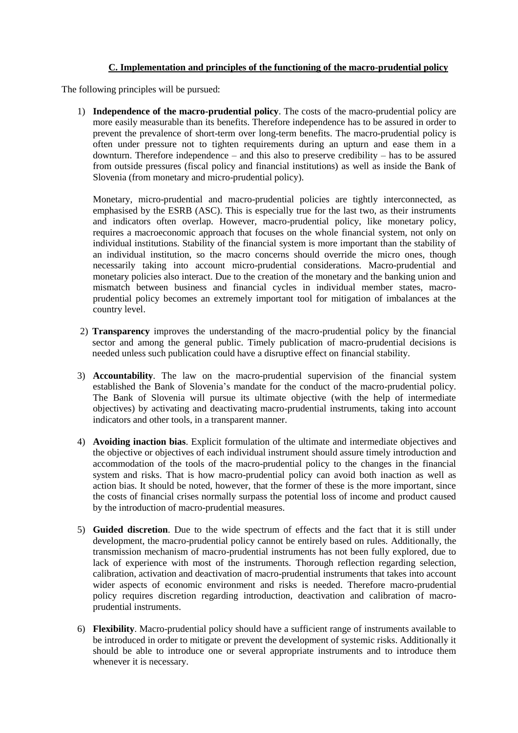## C. Implementation and principles of the functioning of the macro-prudential policy

The following principles will be pursued:

1) **Independence of the macro-prudential policy**. The costs of the macro-prudential policy are more easily measurable than its benefits. Therefore independence has to be assured in order to prevent the prevalence of short-term over long-term benefits. The macro-prudential policy is often under pressure not to tighten requirements during an upturn and ease them in a downturn. Therefore independence – and this also to preserve credibility – has to be assured from outside pressures (fiscal policy and financial institutions) as well as inside the Bank of Slovenia (from monetary and micro-prudential policy).

   Monetary, micro-prudential and macro-prudential policies are tightly interconnected, as emphasised by the ESRB (ASC). This is especially true for the last two, as their instruments and indicators often overlap. However, macro-prudential policy, like monetary policy, requires a macroeconomic approach that focuses on the whole financial system, not only on individual institutions. Stability of the financial system is more important than the stability of an individual institution, so the macro concerns should override the micro ones, though necessarily taking into account micro-prudential considerations. Macro-prudential and monetary policies also interact. Due to the creation of the monetary and the banking union and mismatch between business and financial cycles in individual member states, macro-prudential policy becomes an extremely important tool for mitigation of imbalances at the country level.

2) **Transparency** improves the understanding of the macro-prudential policy by the financial sector and among the general public. Timely publication of macro-prudential decisions is needed unless such publication could have a disruptive effect on financial stability.

3) **Accountability**. The law on the macro-prudential supervision of the financial system established the Bank of Slovenia's mandate for the conduct of the macro-prudential policy. The Bank of Slovenia will pursue its ultimate objective (with the help of intermediate objectives) by activating and deactivating macro-prudential instruments, taking into account indicators and other tools, in a transparent manner.

4) **Avoiding inaction bias**. Explicit formulation of the ultimate and intermediate objectives and the objective or objectives of each individual instrument should assure timely introduction and accommodation of the tools of the macro-prudential policy to the changes in the financial system and risks. That is how macro-prudential policy can avoid both inaction as well as action bias. It should be noted, however, that the former of these is the more important, since the costs of financial crises normally surpass the potential loss of income and product caused by the introduction of macro-prudential measures.

5) **Guided discretion**. Due to the wide spectrum of effects and the fact that it is still under development, the macro-prudential policy cannot be entirely based on rules. Additionally, the transmission mechanism of macro-prudential instruments has not been fully explored, due to lack of experience with most of the instruments. Thorough reflection regarding selection, calibration, activation and deactivation of macro-prudential instruments that takes into account wider aspects of economic environment and risks is needed. Therefore macro-prudential policy requires discretion regarding introduction, deactivation and calibration of macro-prudential instruments.

6) **Flexibility**. Macro-prudential policy should have a sufficient range of instruments available to be introduced in order to mitigate or prevent the development of systemic risks. Additionally it should be able to introduce one or several appropriate instruments and to introduce them whenever it is necessary.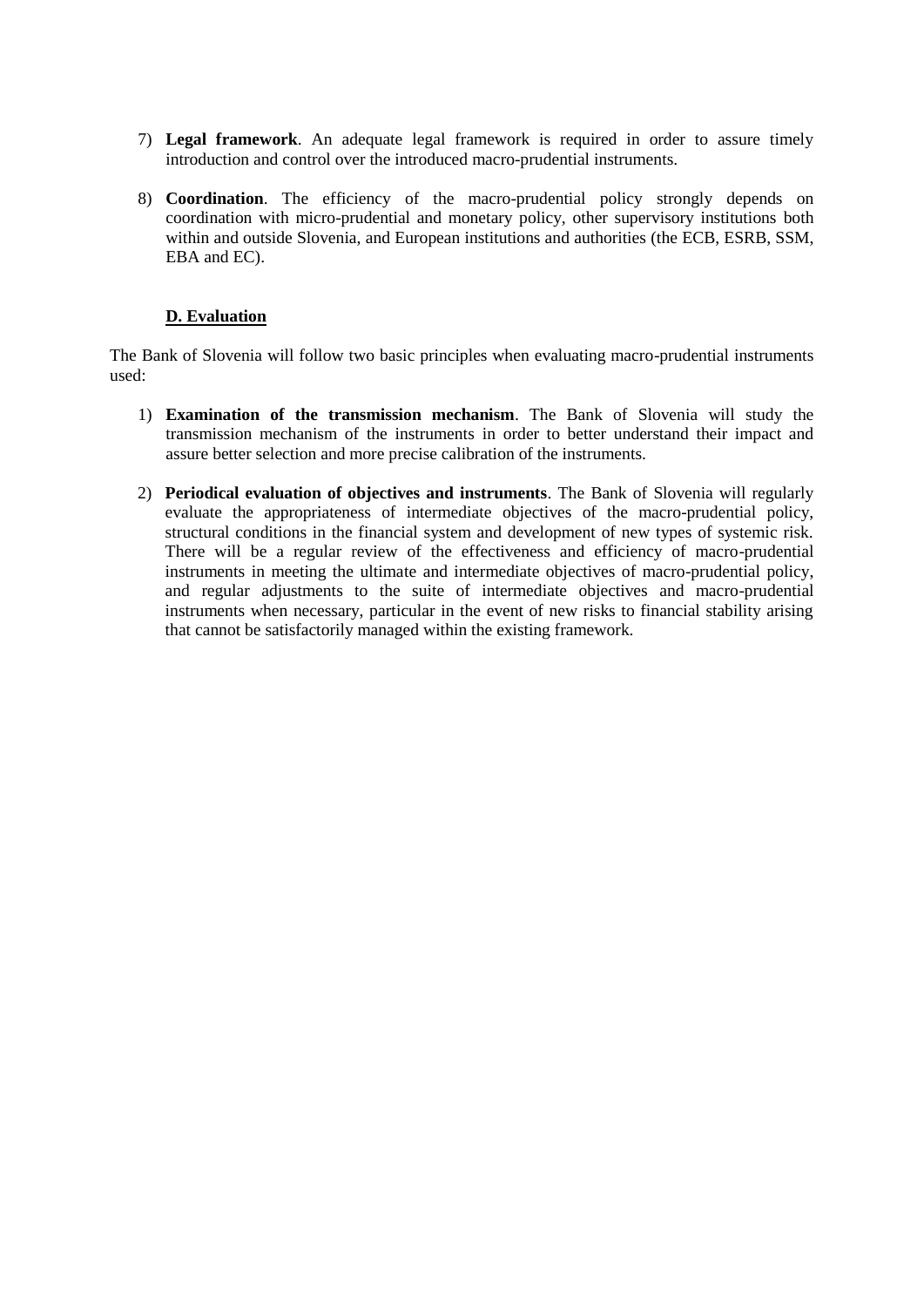7) **Legal framework**. An adequate legal framework is required in order to assure timely introduction and control over the introduced macro-prudential instruments.

8) **Coordination**. The efficiency of the macro-prudential policy strongly depends on coordination with micro-prudential and monetary policy, other supervisory institutions both within and outside Slovenia, and European institutions and authorities (the ECB, ESRB, SSM, EBA and EC).

### D. Evaluation

The Bank of Slovenia will follow two basic principles when evaluating macro-prudential instruments used:

1) **Examination of the transmission mechanism**. The Bank of Slovenia will study the transmission mechanism of the instruments in order to better understand their impact and assure better selection and more precise calibration of the instruments.

2) **Periodical evaluation of objectives and instruments**. The Bank of Slovenia will regularly evaluate the appropriateness of intermediate objectives of the macro-prudential policy, structural conditions in the financial system and development of new types of systemic risk. There will be a regular review of the effectiveness and efficiency of macro-prudential instruments in meeting the ultimate and intermediate objectives of macro-prudential policy, and regular adjustments to the suite of intermediate objectives and macro-prudential instruments when necessary, particular in the event of new risks to financial stability arising that cannot be satisfactorily managed within the existing framework.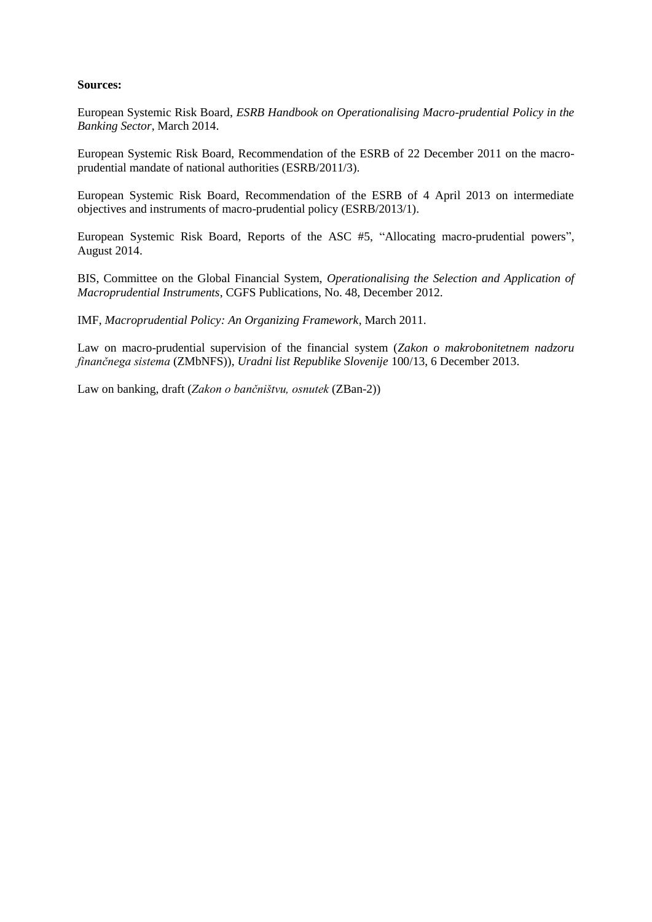**Sources:**

European Systemic Risk Board, *ESRB Handbook on Operationalising Macro-prudential Policy in the Banking Sector*, March 2014.

European Systemic Risk Board, Recommendation of the ESRB of 22 December 2011 on the macro-prudential mandate of national authorities (ESRB/2011/3).

European Systemic Risk Board, Recommendation of the ESRB of 4 April 2013 on intermediate objectives and instruments of macro-prudential policy (ESRB/2013/1).

European Systemic Risk Board, Reports of the ASC #5, "Allocating macro-prudential powers", August 2014.

BIS, Committee on the Global Financial System, *Operationalising the Selection and Application of Macroprudential Instruments*, CGFS Publications, No. 48, December 2012.

IMF, *Macroprudential Policy: An Organizing Framework*, March 2011.

Law on macro-prudential supervision of the financial system (*Zakon o makrobonitetnem nadzoru finančnega sistema* (ZMbNFS)), *Uradni list Republike Slovenije* 100/13, 6 December 2013.

Law on banking, draft (*Zakon o bančništvu, osnutek* (ZBan-2))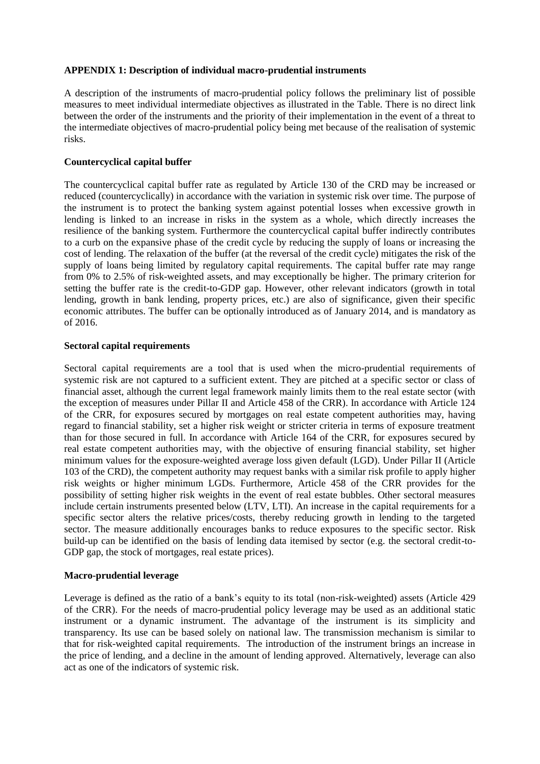**APPENDIX 1: Description of individual macro-prudential instruments**

A description of the instruments of macro-prudential policy follows the preliminary list of possible measures to meet individual intermediate objectives as illustrated in the Table. There is no direct link between the order of the instruments and the priority of their implementation in the event of a threat to the intermediate objectives of macro-prudential policy being met because of the realisation of systemic risks.

**Countercyclical capital buffer**

The countercyclical capital buffer rate as regulated by Article 130 of the CRD may be increased or reduced (countercyclically) in accordance with the variation in systemic risk over time. The purpose of the instrument is to protect the banking system against potential losses when excessive growth in lending is linked to an increase in risks in the system as a whole, which directly increases the resilience of the banking system. Furthermore the countercyclical capital buffer indirectly contributes to a curb on the expansive phase of the credit cycle by reducing the supply of loans or increasing the cost of lending. The relaxation of the buffer (at the reversal of the credit cycle) mitigates the risk of the supply of loans being limited by regulatory capital requirements. The capital buffer rate may range from 0% to 2.5% of risk-weighted assets, and may exceptionally be higher. The primary criterion for setting the buffer rate is the credit-to-GDP gap. However, other relevant indicators (growth in total lending, growth in bank lending, property prices, etc.) are also of significance, given their specific economic attributes. The buffer can be optionally introduced as of January 2014, and is mandatory as of 2016.

**Sectoral capital requirements**

Sectoral capital requirements are a tool that is used when the micro-prudential requirements of systemic risk are not captured to a sufficient extent. They are pitched at a specific sector or class of financial asset, although the current legal framework mainly limits them to the real estate sector (with the exception of measures under Pillar II and Article 458 of the CRR). In accordance with Article 124 of the CRR, for exposures secured by mortgages on real estate competent authorities may, having regard to financial stability, set a higher risk weight or stricter criteria in terms of exposure treatment than for those secured in full. In accordance with Article 164 of the CRR, for exposures secured by real estate competent authorities may, with the objective of ensuring financial stability, set higher minimum values for the exposure-weighted average loss given default (LGD). Under Pillar II (Article 103 of the CRD), the competent authority may request banks with a similar risk profile to apply higher risk weights or higher minimum LGDs. Furthermore, Article 458 of the CRR provides for the possibility of setting higher risk weights in the event of real estate bubbles. Other sectoral measures include certain instruments presented below (LTV, LTI). An increase in the capital requirements for a specific sector alters the relative prices/costs, thereby reducing growth in lending to the targeted sector. The measure additionally encourages banks to reduce exposures to the specific sector. Risk build-up can be identified on the basis of lending data itemised by sector (e.g. the sectoral credit-to-GDP gap, the stock of mortgages, real estate prices).

**Macro-prudential leverage**

Leverage is defined as the ratio of a bank's equity to its total (non-risk-weighted) assets (Article 429 of the CRR). For the needs of macro-prudential policy leverage may be used as an additional static instrument or a dynamic instrument. The advantage of the instrument is its simplicity and transparency. Its use can be based solely on national law. The transmission mechanism is similar to that for risk-weighted capital requirements. The introduction of the instrument brings an increase in the price of lending, and a decline in the amount of lending approved. Alternatively, leverage can also act as one of the indicators of systemic risk.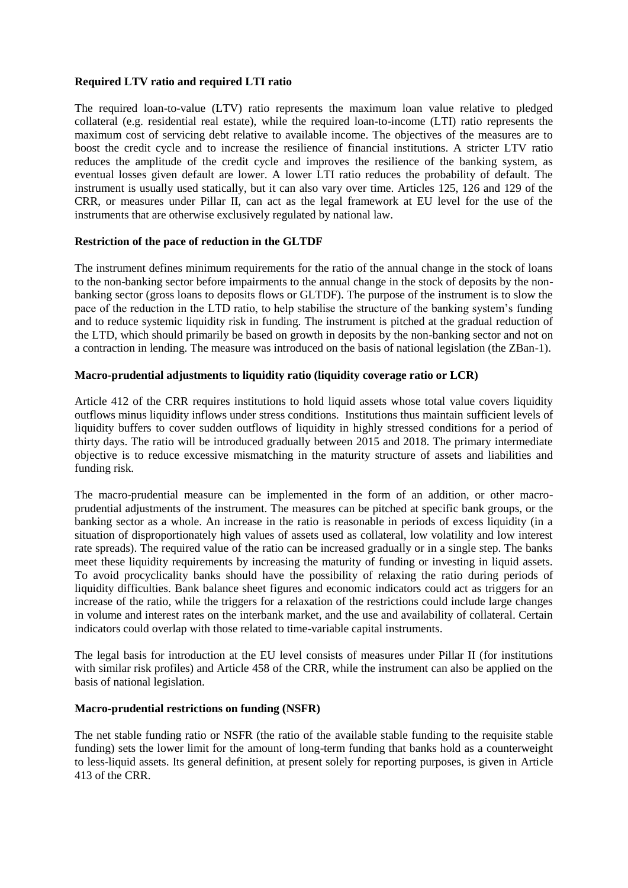**Required LTV ratio and required LTI ratio**

The required loan-to-value (LTV) ratio represents the maximum loan value relative to pledged collateral (e.g. residential real estate), while the required loan-to-income (LTI) ratio represents the maximum cost of servicing debt relative to available income. The objectives of the measures are to boost the credit cycle and to increase the resilience of financial institutions. A stricter LTV ratio reduces the amplitude of the credit cycle and improves the resilience of the banking system, as eventual losses given default are lower. A lower LTI ratio reduces the probability of default. The instrument is usually used statically, but it can also vary over time. Articles 125, 126 and 129 of the CRR, or measures under Pillar II, can act as the legal framework at EU level for the use of the instruments that are otherwise exclusively regulated by national law.

**Restriction of the pace of reduction in the GLTDF**

The instrument defines minimum requirements for the ratio of the annual change in the stock of loans to the non-banking sector before impairments to the annual change in the stock of deposits by the non-banking sector (gross loans to deposits flows or GLTDF). The purpose of the instrument is to slow the pace of the reduction in the LTD ratio, to help stabilise the structure of the banking system's funding and to reduce systemic liquidity risk in funding. The instrument is pitched at the gradual reduction of the LTD, which should primarily be based on growth in deposits by the non-banking sector and not on a contraction in lending. The measure was introduced on the basis of national legislation (the ZBan-1).

**Macro-prudential adjustments to liquidity ratio (liquidity coverage ratio or LCR)**

Article 412 of the CRR requires institutions to hold liquid assets whose total value covers liquidity outflows minus liquidity inflows under stress conditions. Institutions thus maintain sufficient levels of liquidity buffers to cover sudden outflows of liquidity in highly stressed conditions for a period of thirty days. The ratio will be introduced gradually between 2015 and 2018. The primary intermediate objective is to reduce excessive mismatching in the maturity structure of assets and liabilities and funding risk.

The macro-prudential measure can be implemented in the form of an addition, or other macro-prudential adjustments of the instrument. The measures can be pitched at specific bank groups, or the banking sector as a whole. An increase in the ratio is reasonable in periods of excess liquidity (in a situation of disproportionately high values of assets used as collateral, low volatility and low interest rate spreads). The required value of the ratio can be increased gradually or in a single step. The banks meet these liquidity requirements by increasing the maturity of funding or investing in liquid assets. To avoid procyclicality banks should have the possibility of relaxing the ratio during periods of liquidity difficulties. Bank balance sheet figures and economic indicators could act as triggers for an increase of the ratio, while the triggers for a relaxation of the restrictions could include large changes in volume and interest rates on the interbank market, and the use and availability of collateral. Certain indicators could overlap with those related to time-variable capital instruments.

The legal basis for introduction at the EU level consists of measures under Pillar II (for institutions with similar risk profiles) and Article 458 of the CRR, while the instrument can also be applied on the basis of national legislation.

**Macro-prudential restrictions on funding (NSFR)**

The net stable funding ratio or NSFR (the ratio of the available stable funding to the requisite stable funding) sets the lower limit for the amount of long-term funding that banks hold as a counterweight to less-liquid assets. Its general definition, at present solely for reporting purposes, is given in Article 413 of the CRR.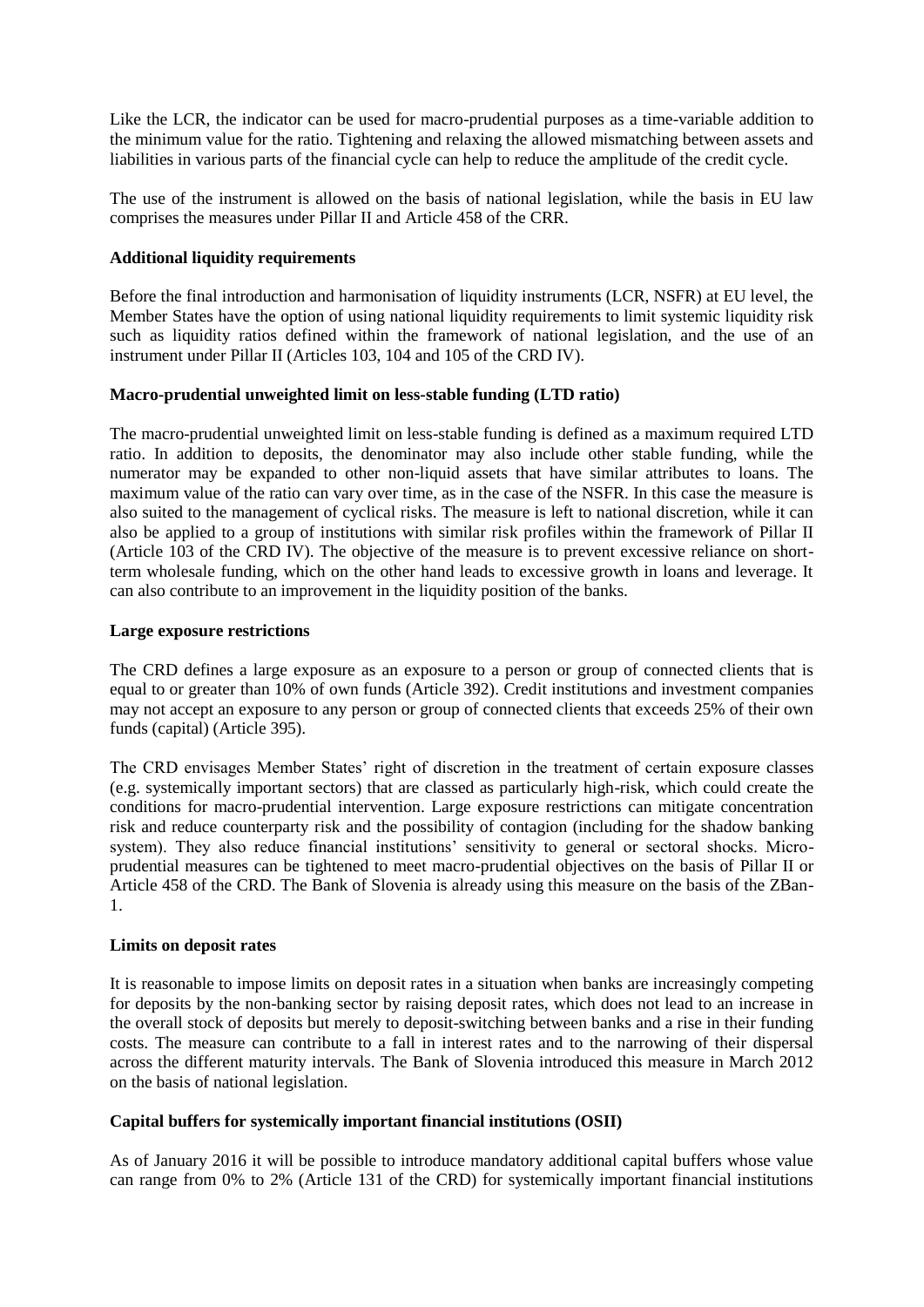Like the LCR, the indicator can be used for macro-prudential purposes as a time-variable addition to the minimum value for the ratio. Tightening and relaxing the allowed mismatching between assets and liabilities in various parts of the financial cycle can help to reduce the amplitude of the credit cycle.

The use of the instrument is allowed on the basis of national legislation, while the basis in EU law comprises the measures under Pillar II and Article 458 of the CRR.

**Additional liquidity requirements**

Before the final introduction and harmonisation of liquidity instruments (LCR, NSFR) at EU level, the Member States have the option of using national liquidity requirements to limit systemic liquidity risk such as liquidity ratios defined within the framework of national legislation, and the use of an instrument under Pillar II (Articles 103, 104 and 105 of the CRD IV).

**Macro-prudential unweighted limit on less-stable funding (LTD ratio)**

The macro-prudential unweighted limit on less-stable funding is defined as a maximum required LTD ratio. In addition to deposits, the denominator may also include other stable funding, while the numerator may be expanded to other non-liquid assets that have similar attributes to loans. The maximum value of the ratio can vary over time, as in the case of the NSFR. In this case the measure is also suited to the management of cyclical risks. The measure is left to national discretion, while it can also be applied to a group of institutions with similar risk profiles within the framework of Pillar II (Article 103 of the CRD IV). The objective of the measure is to prevent excessive reliance on short-term wholesale funding, which on the other hand leads to excessive growth in loans and leverage. It can also contribute to an improvement in the liquidity position of the banks.

**Large exposure restrictions**

The CRD defines a large exposure as an exposure to a person or group of connected clients that is equal to or greater than 10% of own funds (Article 392). Credit institutions and investment companies may not accept an exposure to any person or group of connected clients that exceeds 25% of their own funds (capital) (Article 395).

The CRD envisages Member States' right of discretion in the treatment of certain exposure classes (e.g. systemically important sectors) that are classed as particularly high-risk, which could create the conditions for macro-prudential intervention. Large exposure restrictions can mitigate concentration risk and reduce counterparty risk and the possibility of contagion (including for the shadow banking system). They also reduce financial institutions' sensitivity to general or sectoral shocks. Micro-prudential measures can be tightened to meet macro-prudential objectives on the basis of Pillar II or Article 458 of the CRD. The Bank of Slovenia is already using this measure on the basis of the ZBan-1.

**Limits on deposit rates**

It is reasonable to impose limits on deposit rates in a situation when banks are increasingly competing for deposits by the non-banking sector by raising deposit rates, which does not lead to an increase in the overall stock of deposits but merely to deposit-switching between banks and a rise in their funding costs. The measure can contribute to a fall in interest rates and to the narrowing of their dispersal across the different maturity intervals. The Bank of Slovenia introduced this measure in March 2012 on the basis of national legislation.

**Capital buffers for systemically important financial institutions (OSII)**

As of January 2016 it will be possible to introduce mandatory additional capital buffers whose value can range from 0% to 2% (Article 131 of the CRD) for systemically important financial institutions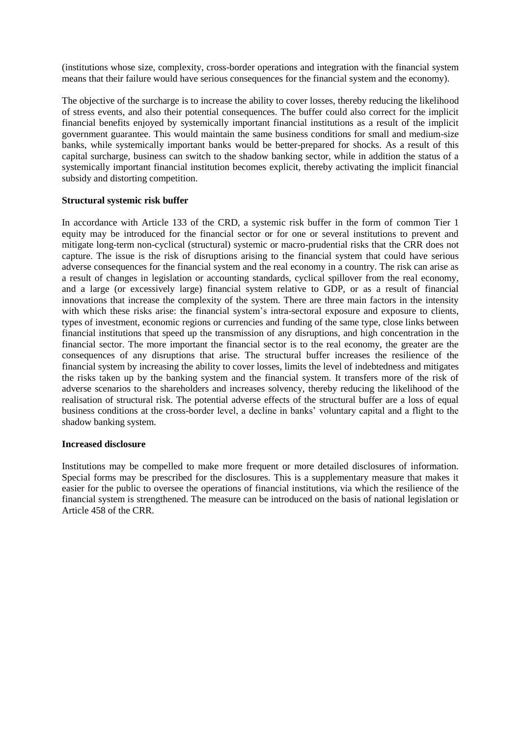(institutions whose size, complexity, cross-border operations and integration with the financial system means that their failure would have serious consequences for the financial system and the economy).

The objective of the surcharge is to increase the ability to cover losses, thereby reducing the likelihood of stress events, and also their potential consequences. The buffer could also correct for the implicit financial benefits enjoyed by systemically important financial institutions as a result of the implicit government guarantee. This would maintain the same business conditions for small and medium-size banks, while systemically important banks would be better-prepared for shocks. As a result of this capital surcharge, business can switch to the shadow banking sector, while in addition the status of a systemically important financial institution becomes explicit, thereby activating the implicit financial subsidy and distorting competition.

**Structural systemic risk buffer**

In accordance with Article 133 of the CRD, a systemic risk buffer in the form of common Tier 1 equity may be introduced for the financial sector or for one or several institutions to prevent and mitigate long-term non-cyclical (structural) systemic or macro-prudential risks that the CRR does not capture. The issue is the risk of disruptions arising to the financial system that could have serious adverse consequences for the financial system and the real economy in a country. The risk can arise as a result of changes in legislation or accounting standards, cyclical spillover from the real economy, and a large (or excessively large) financial system relative to GDP, or as a result of financial innovations that increase the complexity of the system. There are three main factors in the intensity with which these risks arise: the financial system's intra-sectoral exposure and exposure to clients, types of investment, economic regions or currencies and funding of the same type, close links between financial institutions that speed up the transmission of any disruptions, and high concentration in the financial sector. The more important the financial sector is to the real economy, the greater are the consequences of any disruptions that arise. The structural buffer increases the resilience of the financial system by increasing the ability to cover losses, limits the level of indebtedness and mitigates the risks taken up by the banking system and the financial system. It transfers more of the risk of adverse scenarios to the shareholders and increases solvency, thereby reducing the likelihood of the realisation of structural risk. The potential adverse effects of the structural buffer are a loss of equal business conditions at the cross-border level, a decline in banks' voluntary capital and a flight to the shadow banking system.

**Increased disclosure**

Institutions may be compelled to make more frequent or more detailed disclosures of information. Special forms may be prescribed for the disclosures. This is a supplementary measure that makes it easier for the public to oversee the operations of financial institutions, via which the resilience of the financial system is strengthened. The measure can be introduced on the basis of national legislation or Article 458 of the CRR.